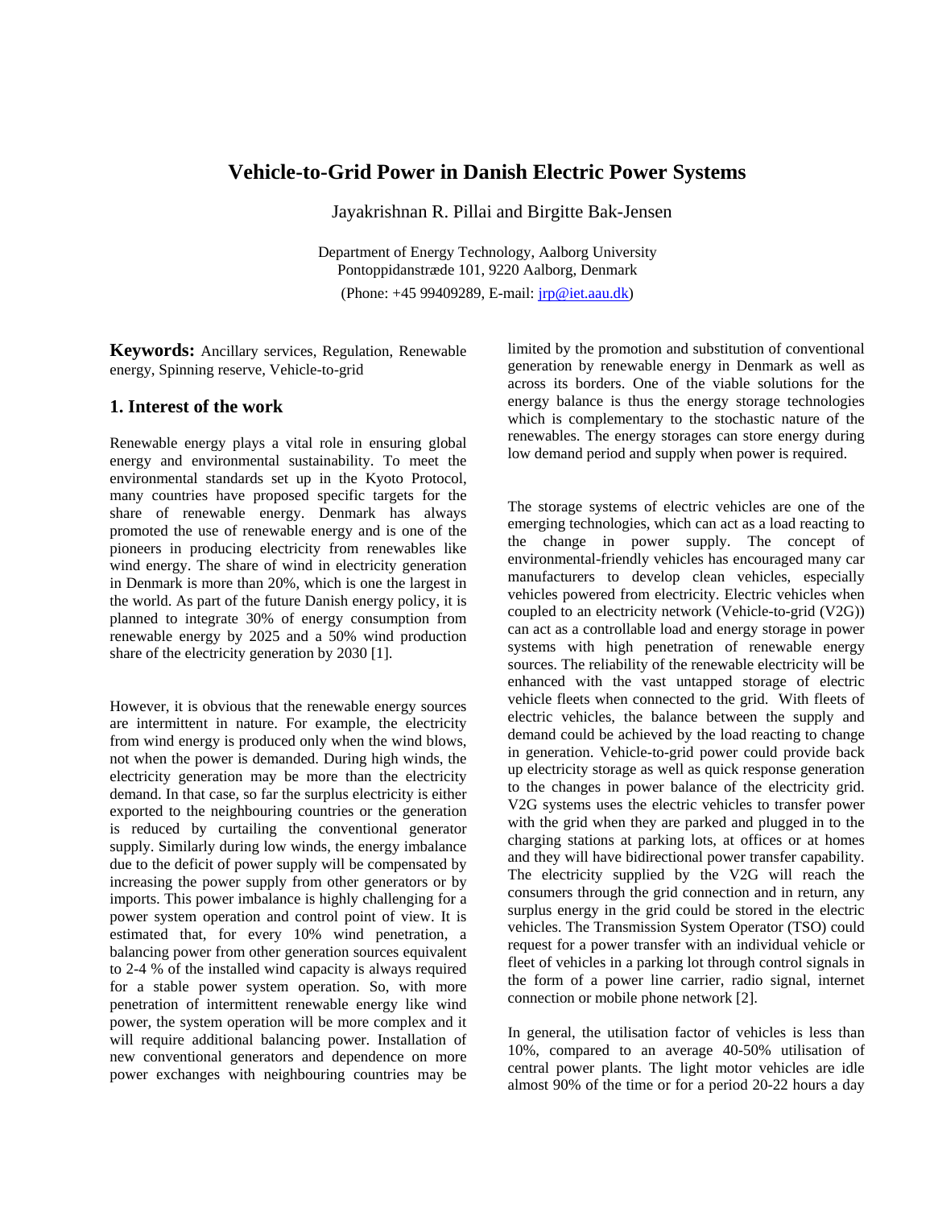# Vehicle-to-Grid Power in Danish Electric Power Systems

Jayakrishnan R. Pillai and Birgitte Bak-Jensen

Department of Energy Technology, Aalborg University
Pontoppidanstræde 101, 9220 Aalborg, Denmark
(Phone: +45 99409289, E-mail: jrp@iet.aau.dk)

**Keywords:** Ancillary services, Regulation, Renewable energy, Spinning reserve, Vehicle-to-grid

## 1. Interest of the work

Renewable energy plays a vital role in ensuring global energy and environmental sustainability. To meet the environmental standards set up in the Kyoto Protocol, many countries have proposed specific targets for the share of renewable energy. Denmark has always promoted the use of renewable energy and is one of the pioneers in producing electricity from renewables like wind energy. The share of wind in electricity generation in Denmark is more than 20%, which is one the largest in the world. As part of the future Danish energy policy, it is planned to integrate 30% of energy consumption from renewable energy by 2025 and a 50% wind production share of the electricity generation by 2030 [1].

However, it is obvious that the renewable energy sources are intermittent in nature. For example, the electricity from wind energy is produced only when the wind blows, not when the power is demanded. During high winds, the electricity generation may be more than the electricity demand. In that case, so far the surplus electricity is either exported to the neighbouring countries or the generation is reduced by curtailing the conventional generator supply. Similarly during low winds, the energy imbalance due to the deficit of power supply will be compensated by increasing the power supply from other generators or by imports. This power imbalance is highly challenging for a power system operation and control point of view. It is estimated that, for every 10% wind penetration, a balancing power from other generation sources equivalent to 2-4 % of the installed wind capacity is always required for a stable power system operation. So, with more penetration of intermittent renewable energy like wind power, the system operation will be more complex and it will require additional balancing power. Installation of new conventional generators and dependence on more power exchanges with neighbouring countries may be limited by the promotion and substitution of conventional generation by renewable energy in Denmark as well as across its borders. One of the viable solutions for the energy balance is thus the energy storage technologies which is complementary to the stochastic nature of the renewables. The energy storages can store energy during low demand period and supply when power is required.

The storage systems of electric vehicles are one of the emerging technologies, which can act as a load reacting to the change in power supply. The concept of environmental-friendly vehicles has encouraged many car manufacturers to develop clean vehicles, especially vehicles powered from electricity. Electric vehicles when coupled to an electricity network (Vehicle-to-grid (V2G)) can act as a controllable load and energy storage in power systems with high penetration of renewable energy sources. The reliability of the renewable electricity will be enhanced with the vast untapped storage of electric vehicle fleets when connected to the grid. With fleets of electric vehicles, the balance between the supply and demand could be achieved by the load reacting to change in generation. Vehicle-to-grid power could provide back up electricity storage as well as quick response generation to the changes in power balance of the electricity grid. V2G systems uses the electric vehicles to transfer power with the grid when they are parked and plugged in to the charging stations at parking lots, at offices or at homes and they will have bidirectional power transfer capability. The electricity supplied by the V2G will reach the consumers through the grid connection and in return, any surplus energy in the grid could be stored in the electric vehicles. The Transmission System Operator (TSO) could request for a power transfer with an individual vehicle or fleet of vehicles in a parking lot through control signals in the form of a power line carrier, radio signal, internet connection or mobile phone network [2].

In general, the utilisation factor of vehicles is less than 10%, compared to an average 40-50% utilisation of central power plants. The light motor vehicles are idle almost 90% of the time or for a period 20-22 hours a day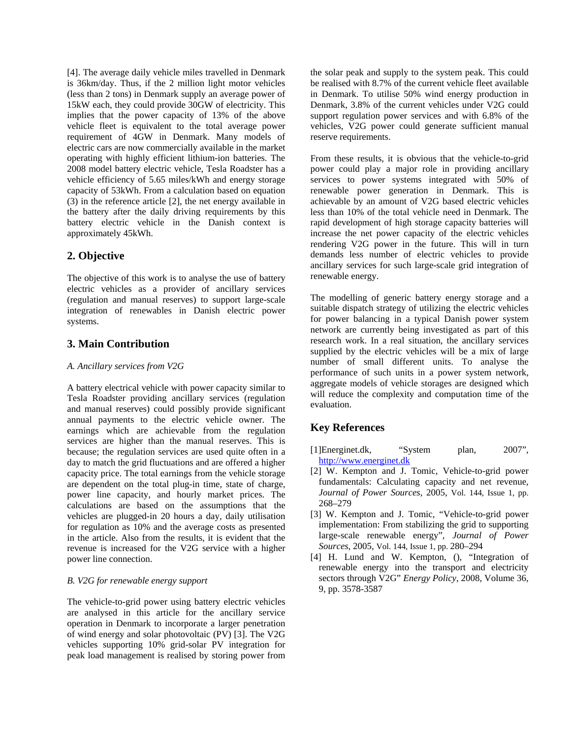[4]. The average daily vehicle miles travelled in Denmark is 36km/day. Thus, if the 2 million light motor vehicles (less than 2 tons) in Denmark supply an average power of 15kW each, they could provide 30GW of electricity. This implies that the power capacity of 13% of the above vehicle fleet is equivalent to the total average power requirement of 4GW in Denmark. Many models of electric cars are now commercially available in the market operating with highly efficient lithium-ion batteries. The 2008 model battery electric vehicle, Tesla Roadster has a vehicle efficiency of 5.65 miles/kWh and energy storage capacity of 53kWh. From a calculation based on equation (3) in the reference article [2], the net energy available in the battery after the daily driving requirements by this battery electric vehicle in the Danish context is approximately 45kWh.

## 2. Objective

The objective of this work is to analyse the use of battery electric vehicles as a provider of ancillary services (regulation and manual reserves) to support large-scale integration of renewables in Danish electric power systems.

## 3. Main Contribution

### *A. Ancillary services from V2G*

A battery electrical vehicle with power capacity similar to Tesla Roadster providing ancillary services (regulation and manual reserves) could possibly provide significant annual payments to the electric vehicle owner. The earnings which are achievable from the regulation services are higher than the manual reserves. This is because; the regulation services are used quite often in a day to match the grid fluctuations and are offered a higher capacity price. The total earnings from the vehicle storage are dependent on the total plug-in time, state of charge, power line capacity, and hourly market prices. The calculations are based on the assumptions that the vehicles are plugged-in 20 hours a day, daily utilisation for regulation as 10% and the average costs as presented in the article. Also from the results, it is evident that the revenue is increased for the V2G service with a higher power line connection.

### *B. V2G for renewable energy support*

The vehicle-to-grid power using battery electric vehicles are analysed in this article for the ancillary service operation in Denmark to incorporate a larger penetration of wind energy and solar photovoltaic (PV) [3]. The V2G vehicles supporting 10% grid-solar PV integration for peak load management is realised by storing power from the solar peak and supply to the system peak. This could be realised with 8.7% of the current vehicle fleet available in Denmark. To utilise 50% wind energy production in Denmark, 3.8% of the current vehicles under V2G could support regulation power services and with 6.8% of the vehicles, V2G power could generate sufficient manual reserve requirements.

From these results, it is obvious that the vehicle-to-grid power could play a major role in providing ancillary services to power systems integrated with 50% of renewable power generation in Denmark. This is achievable by an amount of V2G based electric vehicles less than 10% of the total vehicle need in Denmark. The rapid development of high storage capacity batteries will increase the net power capacity of the electric vehicles rendering V2G power in the future. This will in turn demands less number of electric vehicles to provide ancillary services for such large-scale grid integration of renewable energy.

The modelling of generic battery energy storage and a suitable dispatch strategy of utilizing the electric vehicles for power balancing in a typical Danish power system network are currently being investigated as part of this research work. In a real situation, the ancillary services supplied by the electric vehicles will be a mix of large number of small different units. To analyse the performance of such units in a power system network, aggregate models of vehicle storages are designed which will reduce the complexity and computation time of the evaluation.

## Key References

[1]Energinet.dk, "System plan, 2007", http://www.energinet.dk

[2] W. Kempton and J. Tomic, Vehicle-to-grid power fundamentals: Calculating capacity and net revenue, *Journal of Power Sources*, 2005, Vol. 144, Issue 1, pp. 268–279

[3] W. Kempton and J. Tomic, "Vehicle-to-grid power implementation: From stabilizing the grid to supporting large-scale renewable energy", *Journal of Power Sources*, 2005, Vol. 144, Issue 1, pp. 280–294

[4] H. Lund and W. Kempton, (), "Integration of renewable energy into the transport and electricity sectors through V2G" *Energy Policy*, 2008, Volume 36, 9, pp. 3578-3587